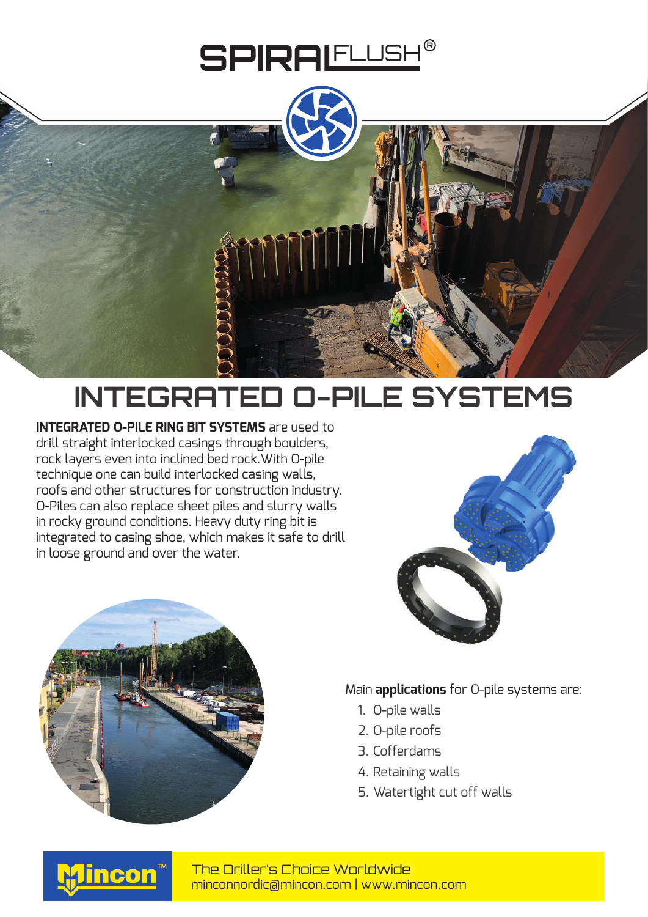# SPIRALFLUSH®

# INTEGRATED O-PILE SYSTEMS

**INTEGRATED O-PILE RING BIT SYSTEMS** are used to drill straight interlocked casings through boulders, rock layers even into inclined bed rock. With O-pile technique one can build interlocked casing walls, roofs and other structures for construction industry. O-Piles can also replace sheet piles and slurry walls in rocky ground conditions. Heavy duty ring bit is integrated to casing shoe, which makes it safe to drill in loose ground and over the water.

Main **applications** for O-pile systems are:

1. O-pile walls
2. O-pile roofs
3. Cofferdams
4. Retaining walls
5. Watertight cut off walls

Mincon™

The Driller's Choice Worldwide
minconnordic@mincon.com | www.mincon.com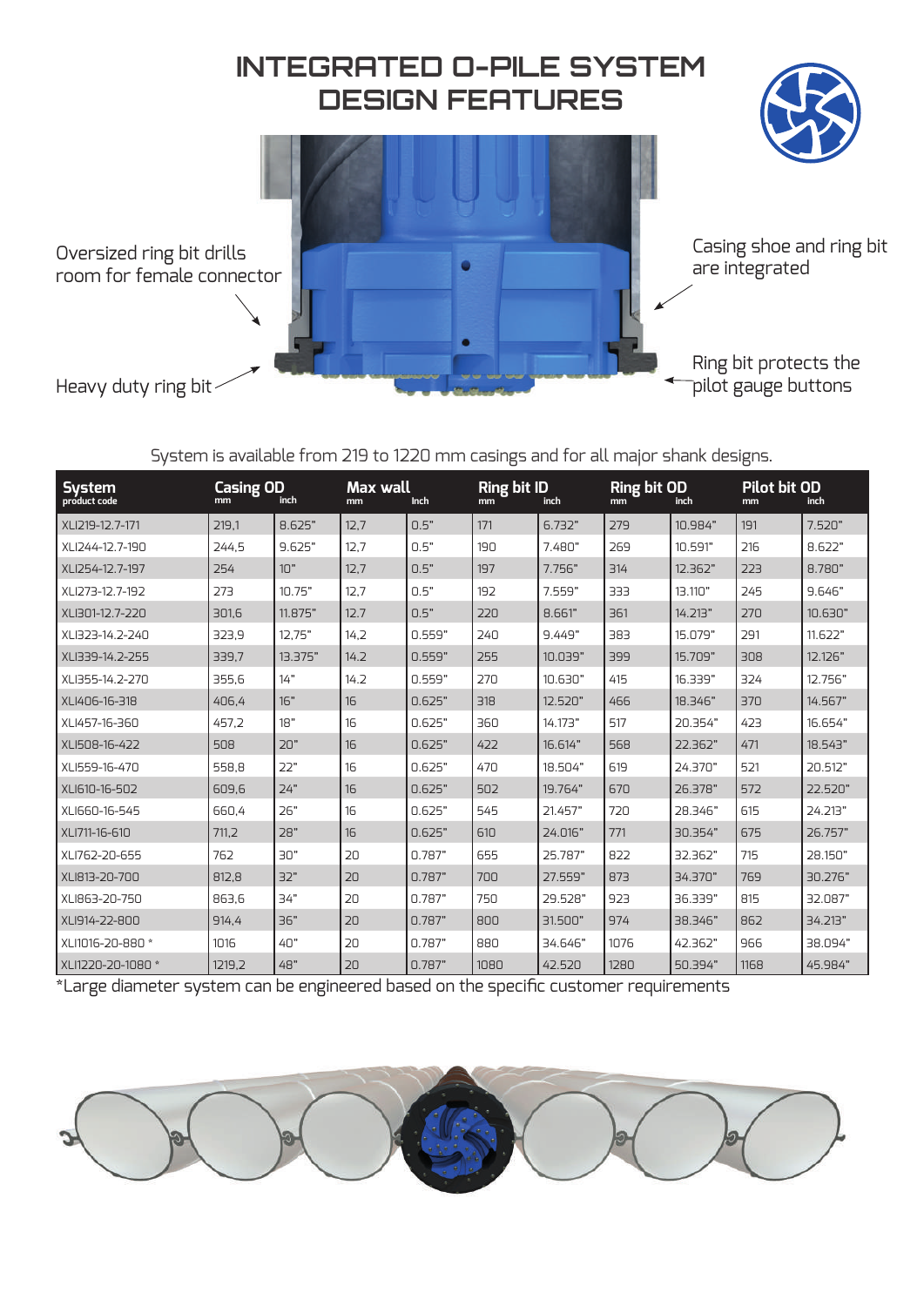# INTEGRATED O-PILE SYSTEM DESIGN FEATURES

Oversized ring bit drills room for female connector

Heavy duty ring bit

Casing shoe and ring bit are integrated

Ring bit protects the pilot gauge buttons

System is available from 219 to 1220 mm casings and for all major shank designs.

| System product code | Casing OD mm | inch | Max wall mm | inch | Ring bit ID mm | inch | Ring bit OD mm | inch | Pilot bit OD mm | inch |
|---|---|---|---|---|---|---|---|---|---|---|
| XL219-12.7-171 | 219,1 | 8.625" | 12,7 | 0.5" | 171 | 6.732" | 279 | 10.984" | 191 | 7.520" |
| XL244-12.7-190 | 244,5 | 9.625" | 12,7 | 0.5" | 190 | 7.480" | 269 | 10.591" | 216 | 8.622" |
| XL254-12.7-197 | 254 | 10" | 12,7 | 0.5" | 197 | 7.756" | 314 | 12.362" | 223 | 8.780" |
| XL273-12.7-192 | 273 | 10.75" | 12,7 | 0.5" | 192 | 7.559" | 333 | 13.110" | 245 | 9.646" |
| XL301-12.7-220 | 301,6 | 11.875" | 12.7 | 0.5" | 220 | 8.661" | 361 | 14.213" | 270 | 10.630" |
| XL323-14.2-240 | 323,9 | 12,75" | 14,2 | 0.559" | 240 | 9.449" | 383 | 15.079" | 291 | 11.622" |
| XL339-14.2-255 | 339,7 | 13.375" | 14.2 | 0.559" | 255 | 10.039" | 399 | 15.709" | 308 | 12.126" |
| XL355-14.2-270 | 355,6 | 14" | 14.2 | 0.559" | 270 | 10.630" | 415 | 16.339" | 324 | 12.756" |
| XL406-16-318 | 406,4 | 16" | 16 | 0.625" | 318 | 12.520" | 466 | 18.346" | 370 | 14.567" |
| XL457-16-360 | 457,2 | 18" | 16 | 0.625" | 360 | 14.173" | 517 | 20.354" | 423 | 16.654" |
| XL508-16-422 | 508 | 20" | 16 | 0.625" | 422 | 16.614" | 568 | 22.362" | 471 | 18.543" |
| XL559-16-470 | 558,8 | 22" | 16 | 0.625" | 470 | 18.504" | 619 | 24.370" | 521 | 20.512" |
| XL610-16-502 | 609,6 | 24" | 16 | 0.625" | 502 | 19.764" | 670 | 26.378" | 572 | 22.520" |
| XL660-16-545 | 660,4 | 26" | 16 | 0.625" | 545 | 21.457" | 720 | 28.346" | 615 | 24.213" |
| XL711-16-610 | 711,2 | 28" | 16 | 0.625" | 610 | 24.016" | 771 | 30.354" | 675 | 26.757" |
| XL762-20-655 | 762 | 30" | 20 | 0.787" | 655 | 25.787" | 822 | 32.362" | 715 | 28.150" |
| XL813-20-700 | 812,8 | 32" | 20 | 0.787" | 700 | 27.559" | 873 | 34.370" | 769 | 30.276" |
| XL863-20-750 | 863,6 | 34" | 20 | 0.787" | 750 | 29.528" | 923 | 36.339" | 815 | 32.087" |
| XL914-22-800 | 914,4 | 36" | 20 | 0.787" | 800 | 31.500" | 974 | 38.346" | 862 | 34.213" |
| XL1016-20-880 * | 1016 | 40" | 20 | 0.787" | 880 | 34.646" | 1076 | 42.362" | 966 | 38.094" |
| XL1220-20-1080 * | 1219,2 | 48" | 20 | 0.787" | 1080 | 42.520 | 1280 | 50.394" | 1168 | 45.984" |

*Large diameter system can be engineered based on the specific customer requirements